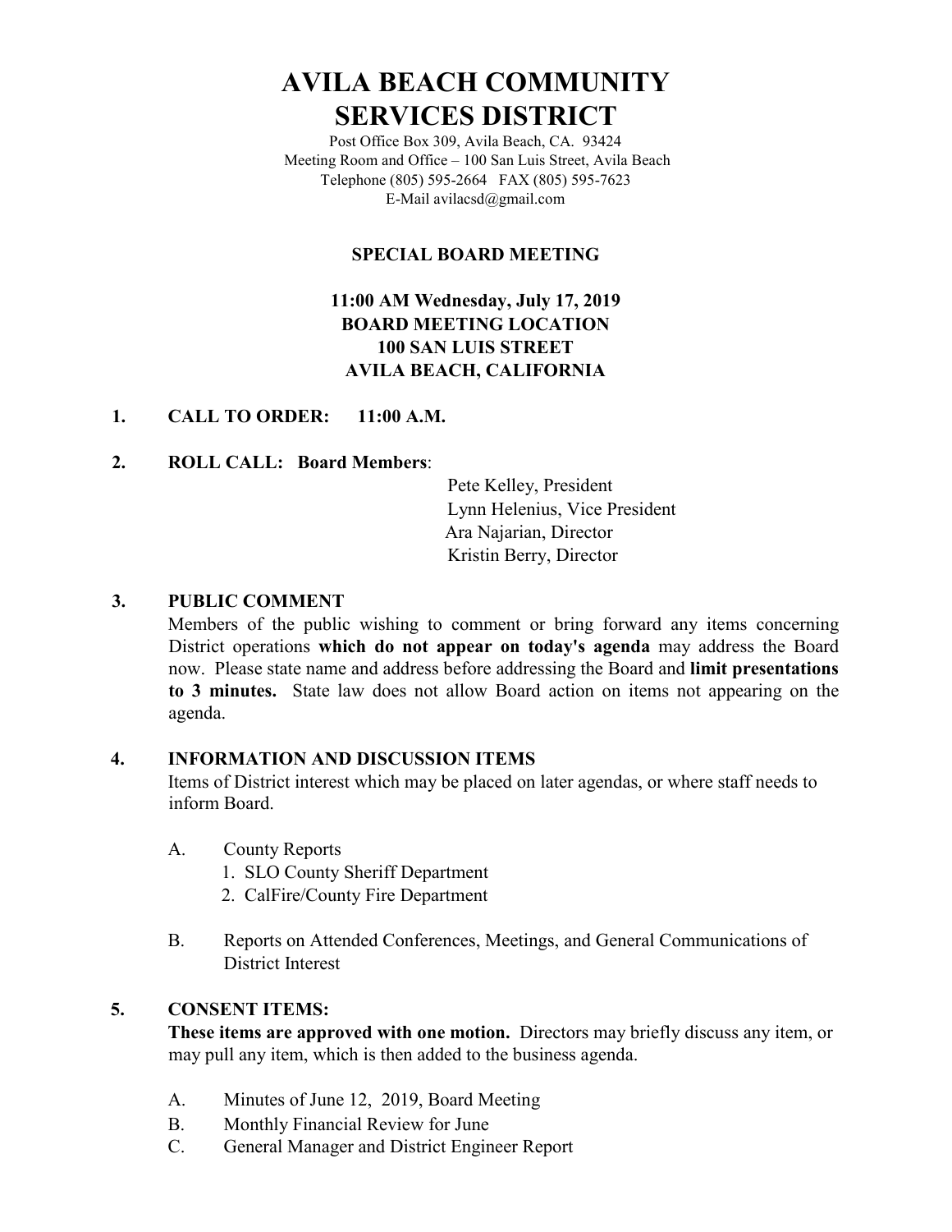# AVILA BEACH COMMUNITY SERVICES DISTRICT

Post Office Box 309, Avila Beach, CA. 93424
Meeting Room and Office – 100 San Luis Street, Avila Beach
Telephone (805) 595-2664 FAX (805) 595-7623
E-Mail avilacsd@gmail.com

## SPECIAL BOARD MEETING

**11:00 AM Wednesday, July 17, 2019**
**BOARD MEETING LOCATION**
**100 SAN LUIS STREET**
**AVILA BEACH, CALIFORNIA**

**1. CALL TO ORDER: 11:00 A.M.**

**2. ROLL CALL: Board Members**:

Pete Kelley, President
Lynn Helenius, Vice President
Ara Najarian, Director
Kristin Berry, Director

**3. PUBLIC COMMENT**

Members of the public wishing to comment or bring forward any items concerning District operations **which do not appear on today's agenda** may address the Board now. Please state name and address before addressing the Board and **limit presentations to 3 minutes.** State law does not allow Board action on items not appearing on the agenda.

**4. INFORMATION AND DISCUSSION ITEMS**

Items of District interest which may be placed on later agendas, or where staff needs to inform Board.

A. County Reports
   1. SLO County Sheriff Department
   2. CalFire/County Fire Department

B. Reports on Attended Conferences, Meetings, and General Communications of District Interest

**5. CONSENT ITEMS:**

**These items are approved with one motion.** Directors may briefly discuss any item, or may pull any item, which is then added to the business agenda.

A. Minutes of June 12, 2019, Board Meeting
B. Monthly Financial Review for June
C. General Manager and District Engineer Report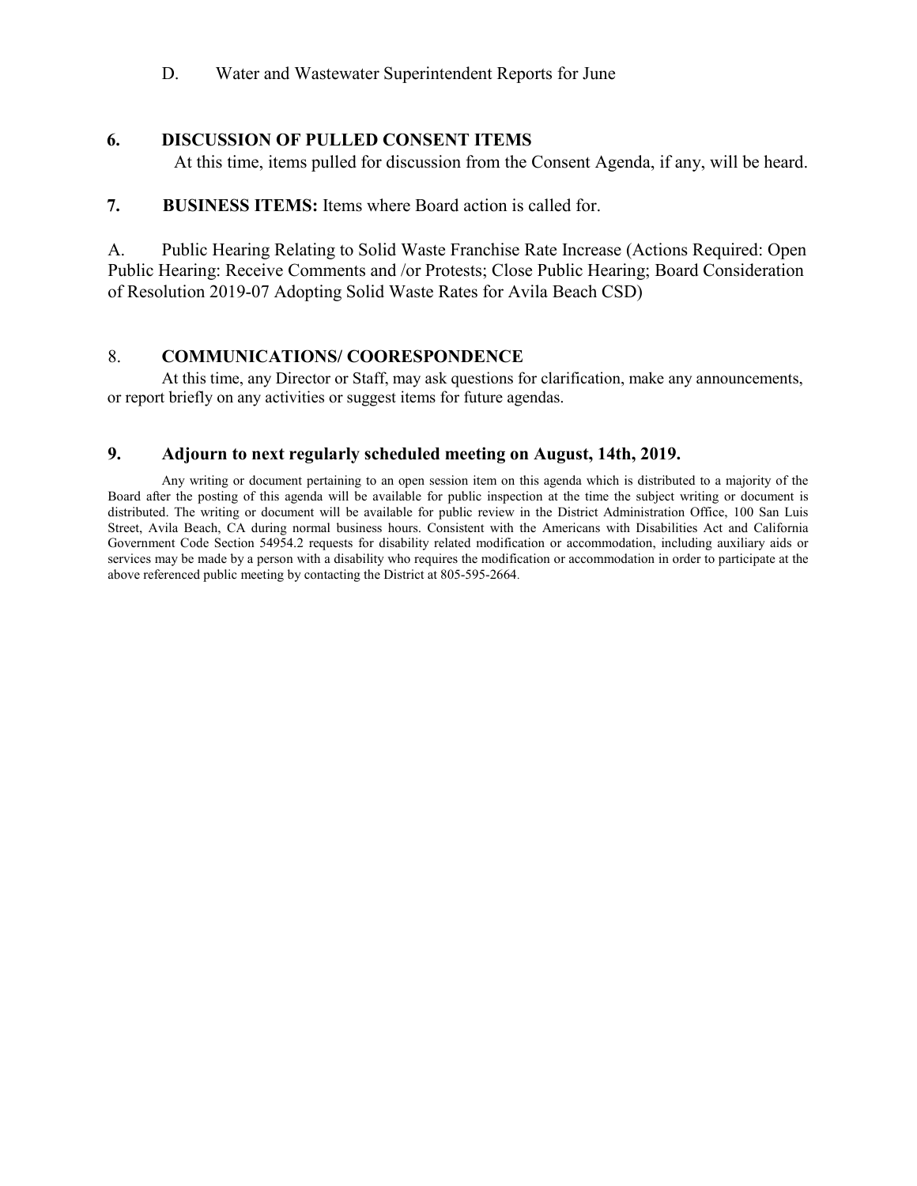D. Water and Wastewater Superintendent Reports for June

## 6. DISCUSSION OF PULLED CONSENT ITEMS

At this time, items pulled for discussion from the Consent Agenda, if any, will be heard.

## 7. BUSINESS ITEMS: Items where Board action is called for.

A. Public Hearing Relating to Solid Waste Franchise Rate Increase (Actions Required: Open Public Hearing: Receive Comments and /or Protests; Close Public Hearing; Board Consideration of Resolution 2019-07 Adopting Solid Waste Rates for Avila Beach CSD)

## 8. COMMUNICATIONS/ COORESPONDENCE

At this time, any Director or Staff, may ask questions for clarification, make any announcements, or report briefly on any activities or suggest items for future agendas.

## 9. Adjourn to next regularly scheduled meeting on August, 14th, 2019.

Any writing or document pertaining to an open session item on this agenda which is distributed to a majority of the Board after the posting of this agenda will be available for public inspection at the time the subject writing or document is distributed. The writing or document will be available for public review in the District Administration Office, 100 San Luis Street, Avila Beach, CA during normal business hours. Consistent with the Americans with Disabilities Act and California Government Code Section 54954.2 requests for disability related modification or accommodation, including auxiliary aids or services may be made by a person with a disability who requires the modification or accommodation in order to participate at the above referenced public meeting by contacting the District at 805-595-2664.